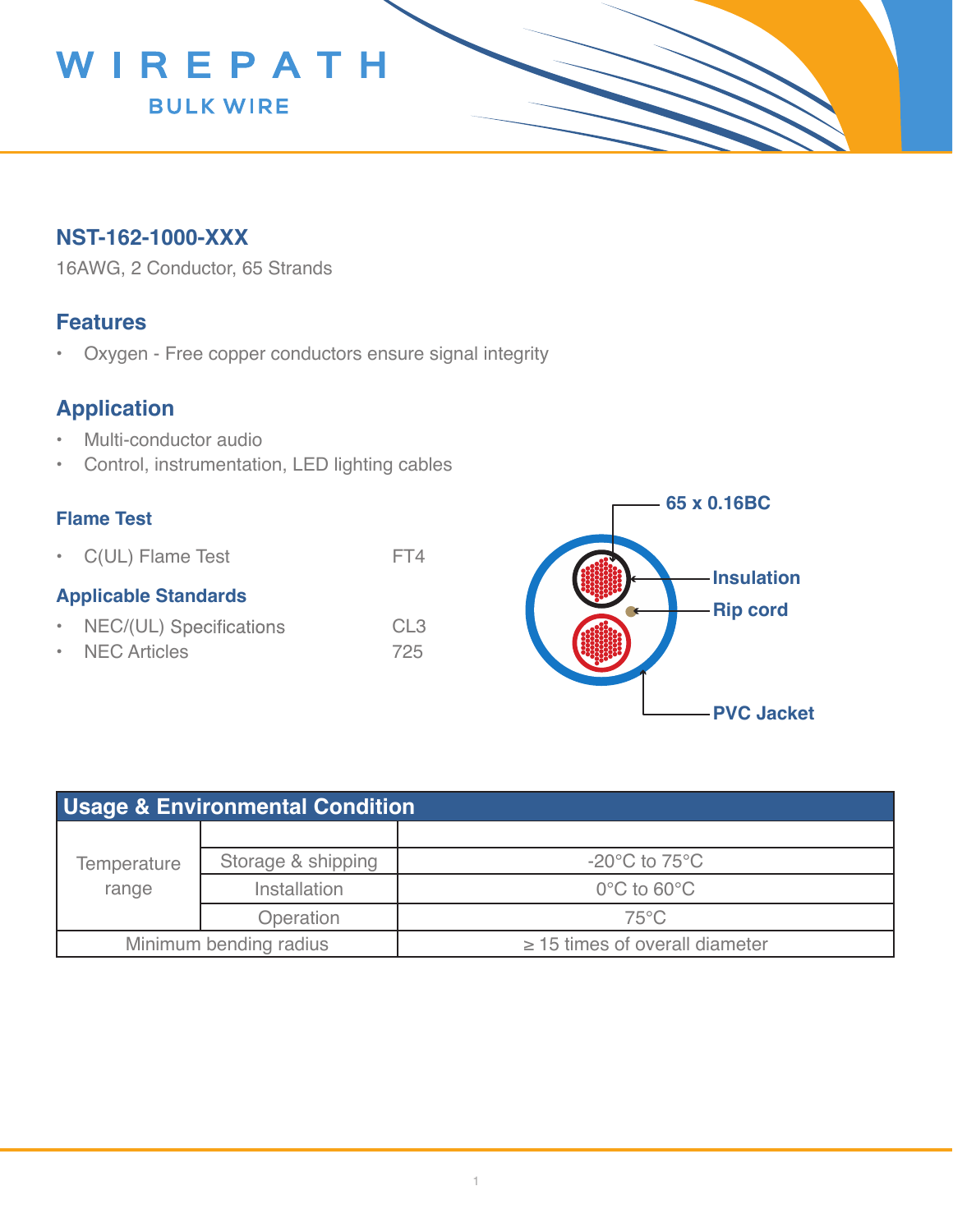# WIREPATH

BULK WIRE

## NST-162-1000-XXX

16AWG, 2 Conductor, 65 Strands

## Features

- Oxygen - Free copper conductors ensure signal integrity

## Application

- Multi-conductor audio
- Control, instrumentation, LED lighting cables

### Flame Test

- C(UL) Flame Test FT4

### Applicable Standards

- NEC/(UL) Specifications CL3
- NEC Articles 725

65 x 0.16BC

Insulation

Rip cord

PVC Jacket

| Usage & Environmental Condition | | |
|---|---|---|
| Temperature range | | |
| | Storage & shipping | -20°C to 75°C |
| | Installation | 0°C to 60°C |
| | Operation | 75°C |
| Minimum bending radius | | ≥ 15 times of overall diameter |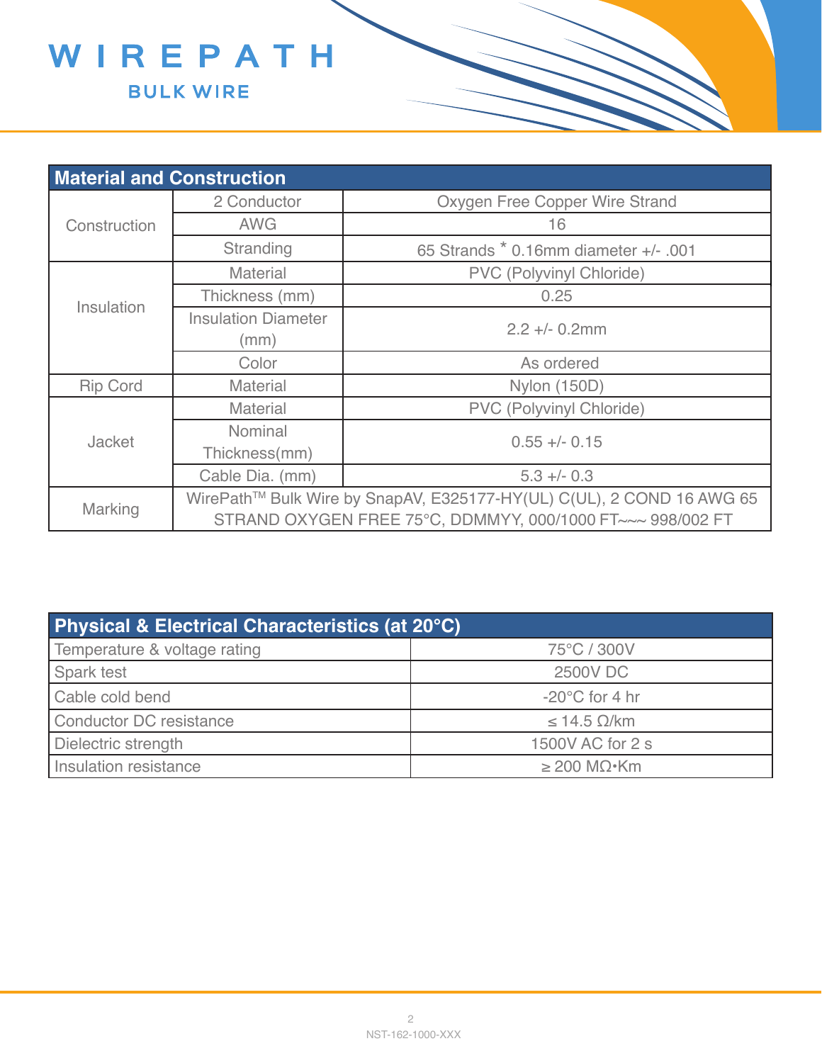# WIREPATH

BULK WIRE

| Material and Construction | | |
|---|---|---|
| Construction | 2 Conductor | Oxygen Free Copper Wire Strand |
| | AWG | 16 |
| | Stranding | 65 Strands * 0.16mm diameter +/- .001 |
| Insulation | Material | PVC (Polyvinyl Chloride) |
| | Thickness (mm) | 0.25 |
| | Insulation Diameter (mm) | 2.2 +/- 0.2mm |
| | Color | As ordered |
| Rip Cord | Material | Nylon (150D) |
| Jacket | Material | PVC (Polyvinyl Chloride) |
| | Nominal Thickness(mm) | 0.55 +/- 0.15 |
| | Cable Dia. (mm) | 5.3 +/- 0.3 |
| Marking | WirePath™ Bulk Wire by SnapAV, E325177-HY(UL) C(UL), 2 COND 16 AWG 65 STRAND OXYGEN FREE 75°C, DDMMYY, 000/1000 FT~~~ 998/002 FT | |

| Physical & Electrical Characteristics (at 20°C) | |
|---|---|
| Temperature & voltage rating | 75°C / 300V |
| Spark test | 2500V DC |
| Cable cold bend | -20°C for 4 hr |
| Conductor DC resistance | ≤ 14.5 Ω/km |
| Dielectric strength | 1500V AC for 2 s |
| Insulation resistance | ≥ 200 MΩ•Km |

NST-162-1000-XXX